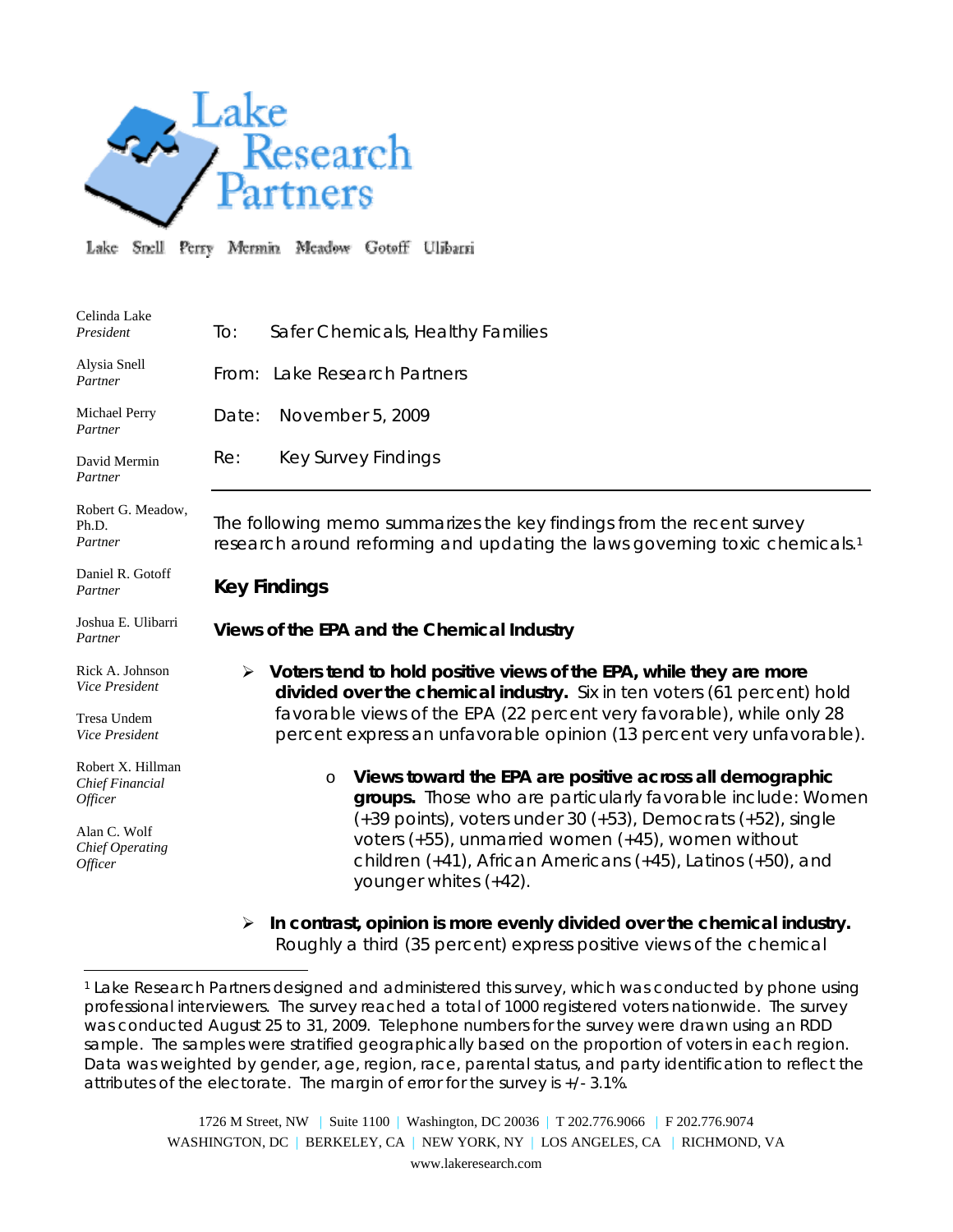Lake Research Partners

Lake Snell Perry Mermin Meadow Gotoff Ulibarri

Celinda Lake
*President*

Alysia Snell
*Partner*

Michael Perry
*Partner*

David Mermin
*Partner*

Robert G. Meadow, Ph.D.
*Partner*

Daniel R. Gotoff
*Partner*

Joshua E. Ulibarri
*Partner*

Rick A. Johnson
*Vice President*

Tresa Undem
*Vice President*

Robert X. Hillman
*Chief Financial Officer*

Alan C. Wolf
*Chief Operating Officer*

To: Safer Chemicals, Healthy Families

From: Lake Research Partners

Date: November 5, 2009

Re: Key Survey Findings

---

The following memo summarizes the key findings from the recent survey research around reforming and updating the laws governing toxic chemicals.[1]

## Key Findings

### Views of the EPA and the Chemical Industry

- **Voters tend to hold positive views of the EPA, while they are more divided over the chemical industry.** Six in ten voters (61 percent) hold favorable views of the EPA (22 percent very favorable), while only 28 percent express an unfavorable opinion (13 percent very unfavorable).
    - **Views toward the EPA are positive across all demographic groups.** Those who are particularly favorable include: Women (+39 points), voters under 30 (+53), Democrats (+52), single voters (+55), unmarried women (+45), women without children (+41), African Americans (+45), Latinos (+50), and younger whites (+42).
- **In contrast, opinion is more evenly divided over the chemical industry.** Roughly a third (35 percent) express positive views of the chemical

---

[1] Lake Research Partners designed and administered this survey, which was conducted by phone using professional interviewers. The survey reached a total of 1000 registered voters nationwide. The survey was conducted August 25 to 31, 2009. Telephone numbers for the survey were drawn using an RDD sample. The samples were stratified geographically based on the proportion of voters in each region. Data was weighted by gender, age, region, race, parental status, and party identification to reflect the attributes of the electorate. The margin of error for the survey is +/- 3.1%.

1726 M Street, NW | Suite 1100 | Washington, DC 20036 | T 202.776.9066 | F 202.776.9074
WASHINGTON, DC | BERKELEY, CA | NEW YORK, NY | LOS ANGELES, CA | RICHMOND, VA
www.lakeresearch.com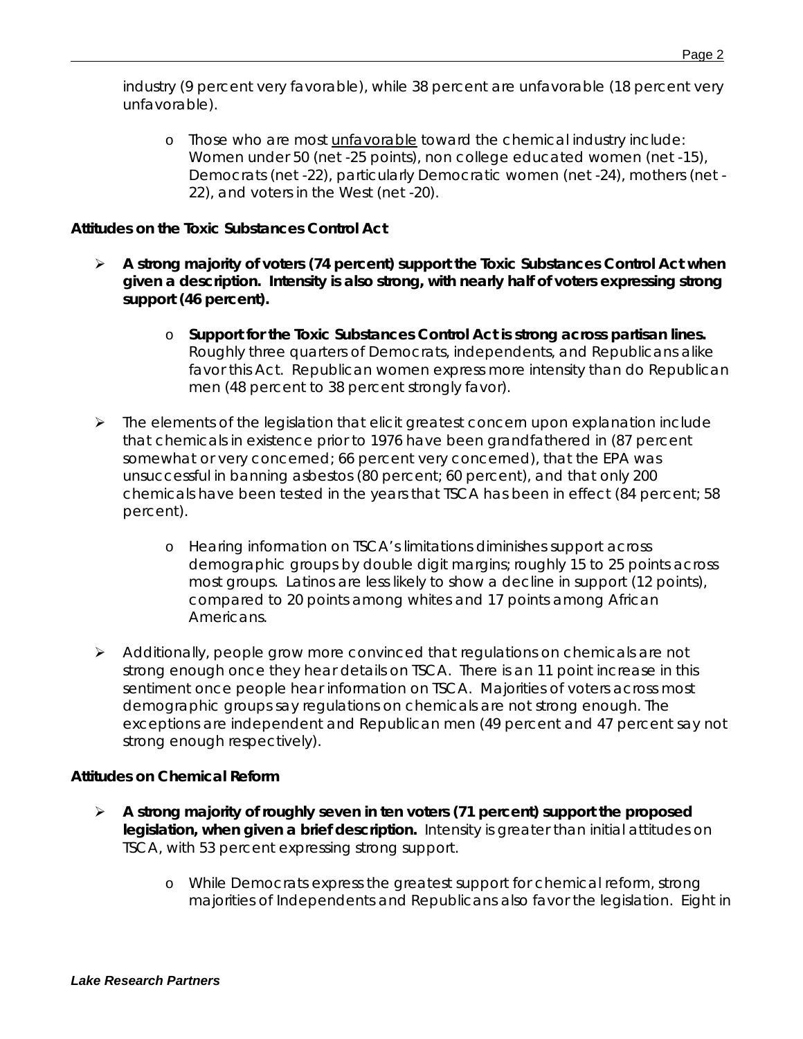industry (9 percent very favorable), while 38 percent are unfavorable (18 percent very unfavorable).

- Those who are most unfavorable toward the chemical industry include: Women under 50 (net -25 points), non college educated women (net -15), Democrats (net -22), particularly Democratic women (net -24), mothers (net -22), and voters in the West (net -20).

**Attitudes on the Toxic Substances Control Act**

- **A strong majority of voters (74 percent) support the Toxic Substances Control Act when given a description. Intensity is also strong, with nearly half of voters expressing strong support (46 percent).**
  - **Support for the Toxic Substances Control Act is strong across partisan lines.** Roughly three quarters of Democrats, independents, and Republicans alike favor this Act. Republican women express more intensity than do Republican men (48 percent to 38 percent strongly favor).

- The elements of the legislation that elicit greatest concern upon explanation include that chemicals in existence prior to 1976 have been grandfathered in (87 percent somewhat or very concerned; 66 percent very concerned), that the EPA was unsuccessful in banning asbestos (80 percent; 60 percent), and that only 200 chemicals have been tested in the years that TSCA has been in effect (84 percent; 58 percent).
  - Hearing information on TSCA's limitations diminishes support across demographic groups by double digit margins; roughly 15 to 25 points across most groups. Latinos are less likely to show a decline in support (12 points), compared to 20 points among whites and 17 points among African Americans.

- Additionally, people grow more convinced that regulations on chemicals are not strong enough once they hear details on TSCA. There is an 11 point increase in this sentiment once people hear information on TSCA. Majorities of voters across most demographic groups say regulations on chemicals are not strong enough. The exceptions are independent and Republican men (49 percent and 47 percent say not strong enough respectively).

**Attitudes on Chemical Reform**

- **A strong majority of roughly seven in ten voters (71 percent) support the proposed legislation, when given a brief description.** Intensity is greater than initial attitudes on TSCA, with 53 percent expressing strong support.
  - While Democrats express the greatest support for chemical reform, strong majorities of Independents and Republicans also favor the legislation. Eight in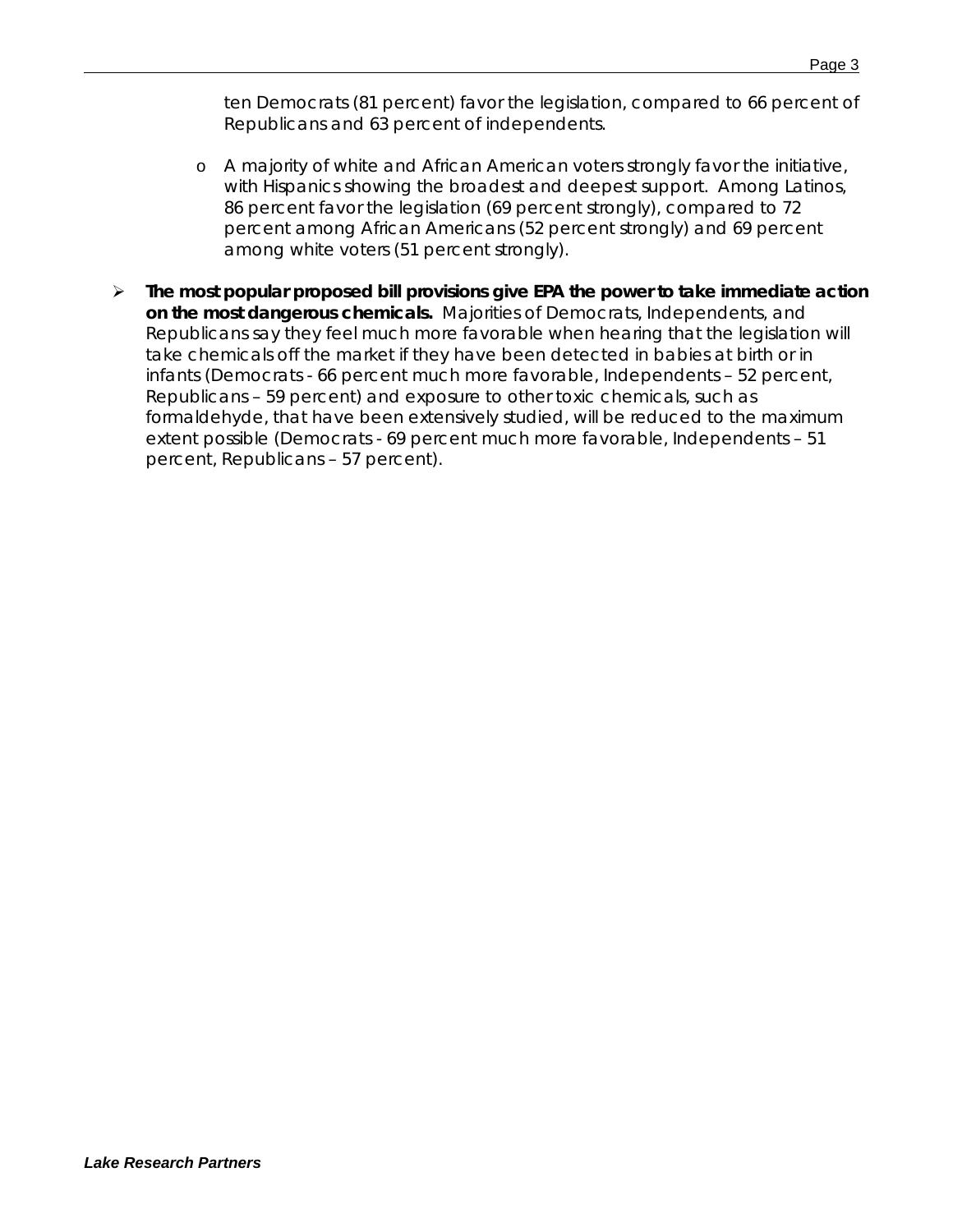ten Democrats (81 percent) favor the legislation, compared to 66 percent of Republicans and 63 percent of independents.

  - A majority of white and African American voters strongly favor the initiative, with Hispanics showing the broadest and deepest support. Among Latinos, 86 percent favor the legislation (69 percent strongly), compared to 72 percent among African Americans (52 percent strongly) and 69 percent among white voters (51 percent strongly).

- **The most popular proposed bill provisions give EPA the power to take immediate action on the most dangerous chemicals.** Majorities of Democrats, Independents, and Republicans say they feel much more favorable when hearing that the legislation will take chemicals off the market if they have been detected in babies at birth or in infants (Democrats - 66 percent much more favorable, Independents – 52 percent, Republicans – 59 percent) and exposure to other toxic chemicals, such as formaldehyde, that have been extensively studied, will be reduced to the maximum extent possible (Democrats - 69 percent much more favorable, Independents – 51 percent, Republicans – 57 percent).